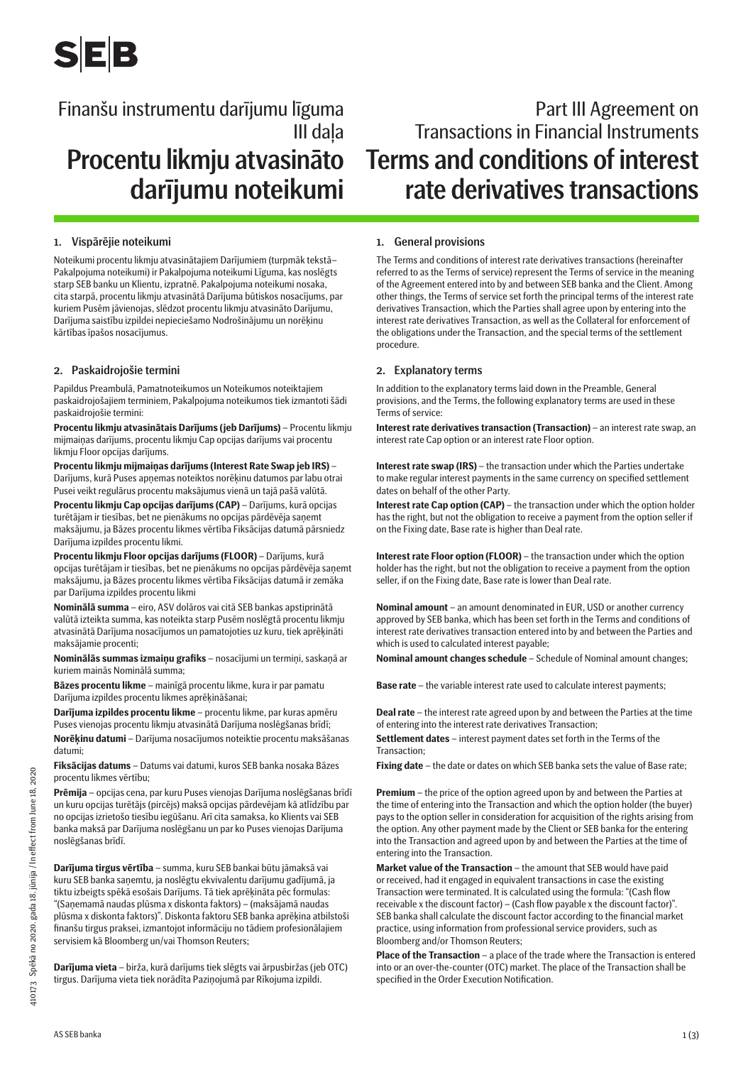# Finanšu instrumentu darījumu līguma III daļa
# Procentu likmju atvasināto darījumu noteikumi

## 1. Vispārējie noteikumi

Noteikumi procentu likmju atvasinātajiem Darījumiem (turpmāk tekstā– Pakalpojuma noteikumi) ir Pakalpojuma noteikumi Līguma, kas noslēgts starp SEB banku un Klientu, izpratnē. Pakalpojuma noteikumi nosaka, cita starpā, procentu likmju atvasinātā Darījuma būtiskos nosacījumus, par kuriem Pusēm jāvienojas, slēdzot procentu likmju atvasināto Darījumu, Darījuma saistību izpildei nepieciešamo Nodrošinājumu un norēķinu kārtības īpašos nosacījumus.

## 2. Paskaidrojošie termini

Papildus Preambulā, Pamatnoteikumos un Noteikumos noteiktajiem paskaidrojošajiem terminiem, Pakalpojuma noteikumos tiek izmantoti šādi paskaidrojošie termini:

**Procentu likmju atvasinātais Darījums (jeb Darījums)** – Procentu likmju mijmaiņas darījums, procentu likmju Cap opcijas darījums vai procentu likmju Floor opcijas darījums.

**Procentu likmju mijmaiņas darījums (Interest Rate Swap jeb IRS)** – Darījums, kurā Puses apņemas noteiktos norēķinu datumos par labu otrai Pusei veikt regulārus procentu maksājumus vienā un tajā pašā valūtā.

**Procentu likmju Cap opcijas darījums (CAP)** – Darījums, kurā opcijas turētājam ir tiesības, bet ne pienākums no opcijas pārdēvēja saņemt maksājumu, ja Bāzes procentu likmes vērtība Fiksācijas datumā pārsniedz Darījuma izpildes procentu likmi.

**Procentu likmju Floor opcijas darījums (FLOOR)** – Darījums, kurā opcijas turētājam ir tiesības, bet ne pienākums no opcijas pārdēvēja saņemt maksājumu, ja Bāzes procentu likmes vērtība Fiksācijas datumā ir zemāka par Darījuma izpildes procentu likmi

**Nominālā summa** – eiro, ASV dolāros vai citā SEB bankas apstiprinātā valūtā izteikta summa, kas noteikta starp Pusēm noslēgtā procentu likmju atvasinātā Darījuma nosacījumos un pamatojoties uz kuru, tiek aprēķināti maksājamie procenti;

**Nominālās summas izmaiņu grafiks** – nosacījumi un termiņi, saskaņā ar kuriem mainās Nominālā summa;

**Bāzes procentu likme** – mainīgā procentu likme, kura ir par pamatu Darījuma izpildes procentu likmes aprēķināšanai;

**Darījuma izpildes procentu likme** – procentu likme, par kuras apmēru Puses vienojas procentu likmju atvasinātā Darījuma noslēgšanas brīdī;

**Norēķinu datumi** – Darījuma nosacījumos noteiktie procentu maksāšanas datumi;

**Fiksācijas datums** – Datums vai datumi, kuros SEB banka nosaka Bāzes procentu likmes vērtību;

**Prēmija** – opcijas cena, par kuru Puses vienojas Darījuma noslēgšanas brīdī un kuru opcijas turētājs (pircējs) maksā opcijas pārdevējam kā atlīdzību par no opcijas izrietošo tiesību iegūšanu. Arī cita samaksa, ko Klients vai SEB banka maksā par Darījuma noslēgšanu un par ko Puses vienojas Darījuma noslēgšanas brīdī.

**Darījuma tirgus vērtība** – summa, kuru SEB bankai būtu jāmaksā vai kuru SEB banka saņemtu, ja noslēgtu ekvivalentu darījumu gadījumā, ja tiktu izbeigts spēkā esošais Darījums. Tā tiek aprēķināta pēc formulas: "(Saņemamā naudas plūsma x diskonta faktors) – (maksājamā naudas plūsma x diskonta faktors)". Diskonta faktoru SEB banka aprēķina atbilstoši finanšu tirgus praksei, izmantojot informāciju no tādiem profesionālajiem servisiem kā Bloomberg un/vai Thomson Reuters;

**Darījuma vieta** – birža, kurā darījums tiek slēgts vai ārpusbiržas (jeb OTC) tirgus. Darījuma vieta tiek norādīta Paziņojumā par Rīkojuma izpildi.

# Part III Agreement on Transactions in Financial Instruments
# Terms and conditions of interest rate derivatives transactions

## 1. General provisions

The Terms and conditions of interest rate derivatives transactions (hereinafter referred to as the Terms of service) represent the Terms of service in the meaning of the Agreement entered into by and between SEB banka and the Client. Among other things, the Terms of service set forth the principal terms of the interest rate derivatives Transaction, which the Parties shall agree upon by entering into the interest rate derivatives Transaction, as well as the Collateral for enforcement of the obligations under the Transaction, and the special terms of the settlement procedure.

## 2. Explanatory terms

In addition to the explanatory terms laid down in the Preamble, General provisions, and the Terms, the following explanatory terms are used in these Terms of service:

**Interest rate derivatives transaction (Transaction)** – an interest rate swap, an interest rate Cap option or an interest rate Floor option.

**Interest rate swap (IRS)** – the transaction under which the Parties undertake to make regular interest payments in the same currency on specified settlement dates on behalf of the other Party.

**Interest rate Cap option (CAP)** – the transaction under which the option holder has the right, but not the obligation to receive a payment from the option seller if on the Fixing date, Base rate is higher than Deal rate.

**Interest rate Floor option (FLOOR)** – the transaction under which the option holder has the right, but not the obligation to receive a payment from the option seller, if on the Fixing date, Base rate is lower than Deal rate.

**Nominal amount** – an amount denominated in EUR, USD or another currency approved by SEB banka, which has been set forth in the Terms and conditions of interest rate derivatives transaction entered into by and between the Parties and which is used to calculated interest payable;

**Nominal amount changes schedule** – Schedule of Nominal amount changes;

**Base rate** – the variable interest rate used to calculate interest payments;

**Deal rate** – the interest rate agreed upon by and between the Parties at the time of entering into the interest rate derivatives Transaction;

**Settlement dates** – interest payment dates set forth in the Terms of the Transaction;

**Fixing date** – the date or dates on which SEB banka sets the value of Base rate;

**Premium** – the price of the option agreed upon by and between the Parties at the time of entering into the Transaction and which the option holder (the buyer) pays to the option seller in consideration for acquisition of the rights arising from the option. Any other payment made by the Client or SEB banka for the entering into the Transaction and agreed upon by and between the Parties at the time of entering into the Transaction.

**Market value of the Transaction** – the amount that SEB would have paid or received, had it engaged in equivalent transactions in case the existing Transaction were terminated. It is calculated using the formula: "(Cash flow receivable x the discount factor) – (Cash flow payable x the discount factor)". SEB banka shall calculate the discount factor according to the financial market practice, using information from professional service providers, such as Bloomberg and/or Thomson Reuters;

**Place of the Transaction** – a place of the trade where the Transaction is entered into or an over-the-counter (OTC) market. The place of the Transaction shall be specified in the Order Execution Notification.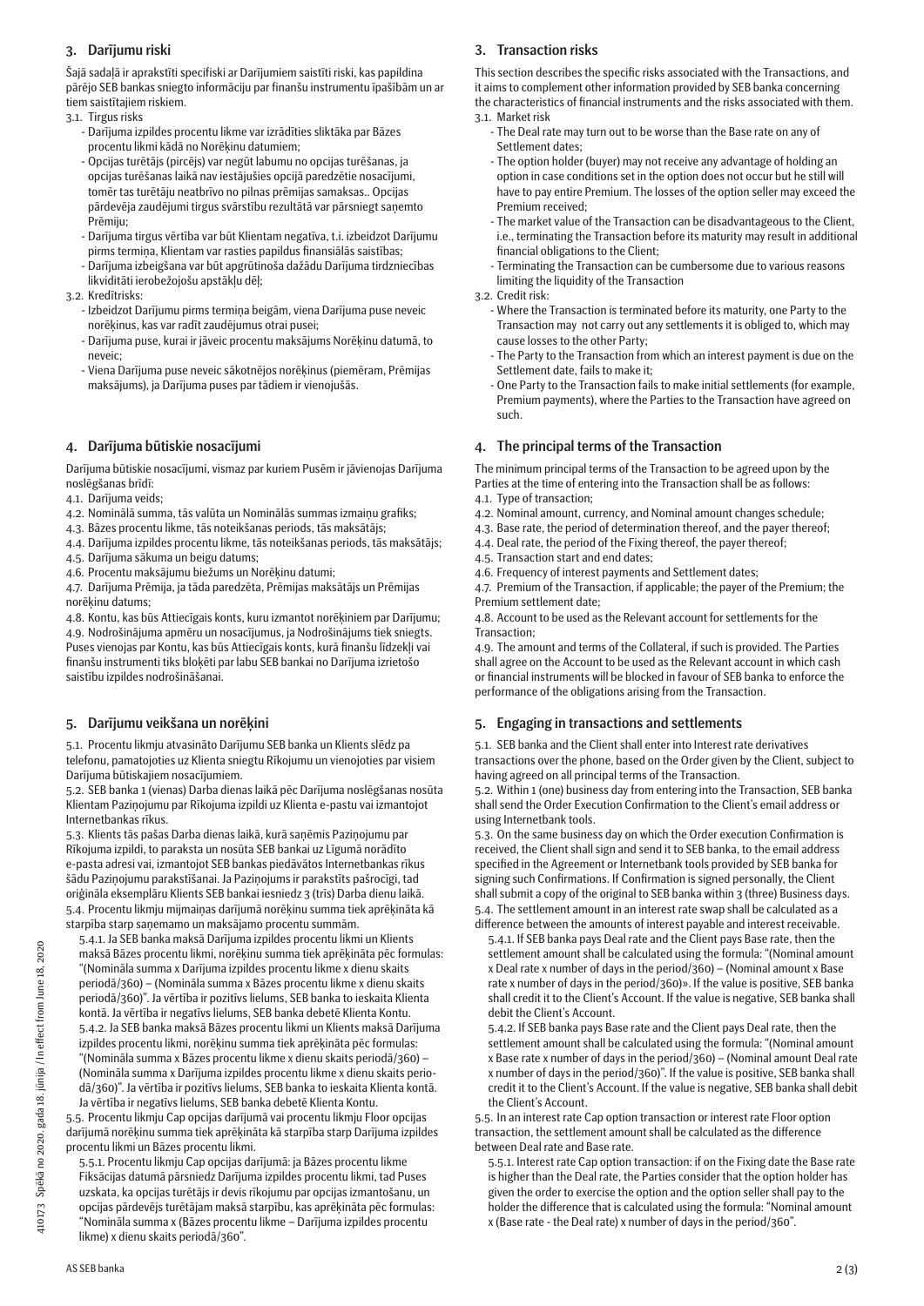## 3. Darījumu riski

Šajā sadaļā ir aprakstīti specifiski ar Darījumiem saistīti riski, kas papildina pārējo SEB bankas sniegto informāciju par finanšu instrumentu īpašībām un ar tiem saistītajiem riskiem.

3.1. Tirgus risks

- Darījuma izpildes procentu likme var izrādīties sliktāka par Bāzes procentu likmi kādā no Norēķinu datumiem;
- Opcijas turētājs (pircējs) var negūt labumu no opcijas turēšanas, ja opcijas turēšanas laikā nav iestājušies opcijā paredzētie nosacījumi, tomēr tas turētāju neatbrīvo no pilnas prēmijas samaksas.. Opcijas pārdevēja zaudējumi tirgus svārstību rezultātā var pārsniegt saņemto Prēmiju;
- Darījuma tirgus vērtība var būt Klientam negatīva, t.i. izbeidzot Darījumu pirms termiņa, Klientam var rasties papildus finansiālās saistības;
- Darījuma izbeigšana var būt apgrūtinoša dažādu Darījuma tirdzniecības likviditāti ierobežojošu apstākļu dēļ;

3.2. Kredītrisks:

- Izbeidzot Darījumu pirms termiņa beigām, viena Darījuma puse neveic norēķinus, kas var radīt zaudējumus otrai pusei;
- Darījuma puse, kurai ir jāveic procentu maksājums Norēķinu datumā, to neveic;
- Viena Darījuma puse neveic sākotnējos norēķinus (piemēram, Prēmijas maksājums), ja Darījuma puses par tādiem ir vienojušās.

## 4. Darījuma būtiskie nosacījumi

Darījuma būtiskie nosacījumi, vismaz par kuriem Pusēm ir jāvienojas Darījuma noslēgšanas brīdī:

4.1. Darījuma veids;
4.2. Nominālā summa, tās valūta un Nominālās summas izmaiņu grafiks;
4.3. Bāzes procentu likme, tās noteikšanas periods, tās maksātājs;
4.4. Darījuma izpildes procentu likme, tās noteikšanas periods, tās maksātājs;
4.5. Darījuma sākuma un beigu datums;
4.6. Procentu maksājumu biežums un Norēķinu datumi;
4.7. Darījuma Prēmija, ja tāda paredzēta, Prēmijas maksātājs un Prēmijas norēķinu datums;
4.8. Kontu, kas būs Attiecīgais konts, kuru izmantot norēķiniem par Darījumu;
4.9. Nodrošinājuma apmēru un nosacījumus, ja Nodrošinājums tiek sniegts. Puses vienojas par Kontu, kas būs Attiecīgais konts, kurā finanšu līdzekļi vai finanšu instrumenti tiks bloķēti par labu SEB bankai no Darījuma izrietošo saistību izpildes nodrošināšanai.

## 5. Darījumu veikšana un norēķini

5.1. Procentu likmju atvasināto Darījumu SEB banka un Klients slēdz pa telefonu, pamatojoties uz Klienta sniegtu Rīkojumu un vienojoties par visiem Darījuma būtiskajiem nosacījumiem.

5.2. SEB banka 1 (vienas) Darba dienas laikā pēc Darījuma noslēgšanas nosūta Klientam Paziņojumu par Rīkojuma izpildi uz Klienta e-pastu vai izmantojot Internetbankas rīkus.

5.3. Klients tās pašas Darba dienas laikā, kurā saņēmis Paziņojumu par Rīkojuma izpildi, to paraksta un nosūta SEB bankai uz Līgumā norādīto e-pasta adresi vai, izmantojot SEB bankas piedāvātos Internetbankas rīkus šādu Paziņojumu parakstīšanai. Ja Paziņojums ir parakstīts pašrocīgi, tad oriģināla eksemplāru Klients SEB bankai iesniedz 3 (trīs) Darba dienu laikā.

5.4. Procentu likmju mijmaiņas darījumā norēķinu summa tiek aprēķināta kā starpība starp saņemamo un maksājamo procentu summām.

5.4.1. Ja SEB banka maksā Darījuma izpildes procentu likmi un Klients maksā Bāzes procentu likmi, norēķinu summa tiek aprēķināta pēc formulas: "(Nomināla summa x Darījuma izpildes procentu likme x dienu skaits periodā/360) – (Nomināla summa x Bāzes procentu likme x dienu skaits periodā/360)". Ja vērtība ir pozitīvs lielums, SEB banka to ieskaita Klienta kontā. Ja vērtība ir negatīvs lielums, SEB banka debetē Klienta Kontu.

5.4.2. Ja SEB banka maksā Bāzes procentu likmi un Klients maksā Darījuma izpildes procentu likmi, norēķinu summa tiek aprēķināta pēc formulas: "(Nomināla summa x Bāzes procentu likme x dienu skaits periodā/360) – (Nomināla summa x Darījuma izpildes procentu likme x dienu skaits periodā/360)". Ja vērtība ir pozitīvs lielums, SEB banka to ieskaita Klienta kontā. Ja vērtība ir negatīvs lielums, SEB banka debetē Klienta Kontu.

5.5. Procentu likmju Cap opcijas darījumā vai procentu likmju Floor opcijas darījumā norēķinu summa tiek aprēķināta kā starpība starp Darījuma izpildes procentu likmi un Bāzes procentu likmi.

5.5.1. Procentu likmju Cap opcijas darījumā: ja Bāzes procentu likme Fiksācijas datumā pārsniedz Darījuma izpildes procentu likmi, tad Puses uzskata, ka opcijas turētājs ir devis rīkojumu par opcijas izmantošanu, un opcijas pārdevējs turētājam maksā starpību, kas aprēķināta pēc formulas: "Nomināla summa x (Bāzes procentu likme – Darījuma izpildes procentu likme) x dienu skaits periodā/360".

## 3. Transaction risks

This section describes the specific risks associated with the Transactions, and it aims to complement other information provided by SEB banka concerning the characteristics of financial instruments and the risks associated with them.

3.1. Market risk

- The Deal rate may turn out to be worse than the Base rate on any of Settlement dates;
- The option holder (buyer) may not receive any advantage of holding an option in case conditions set in the option does not occur but he still will have to pay entire Premium. The losses of the option seller may exceed the Premium received;
- The market value of the Transaction can be disadvantageous to the Client, i.e., terminating the Transaction before its maturity may result in additional financial obligations to the Client;
- Terminating the Transaction can be cumbersome due to various reasons limiting the liquidity of the Transaction

3.2. Credit risk:

- Where the Transaction is terminated before its maturity, one Party to the Transaction may not carry out any settlements it is obliged to, which may cause losses to the other Party;
- The Party to the Transaction from which an interest payment is due on the Settlement date, fails to make it;
- One Party to the Transaction fails to make initial settlements (for example, Premium payments), where the Parties to the Transaction have agreed on such.

## 4. The principal terms of the Transaction

The minimum principal terms of the Transaction to be agreed upon by the Parties at the time of entering into the Transaction shall be as follows:

4.1. Type of transaction;
4.2. Nominal amount, currency, and Nominal amount changes schedule;
4.3. Base rate, the period of determination thereof, and the payer thereof;
4.4. Deal rate, the period of the Fixing thereof, the payer thereof;
4.5. Transaction start and end dates;
4.6. Frequency of interest payments and Settlement dates;
4.7. Premium of the Transaction, if applicable; the payer of the Premium; the Premium settlement date;
4.8. Account to be used as the Relevant account for settlements for the Transaction;
4.9. The amount and terms of the Collateral, if such is provided. The Parties shall agree on the Account to be used as the Relevant account in which cash or financial instruments will be blocked in favour of SEB banka to enforce the performance of the obligations arising from the Transaction.

## 5. Engaging in transactions and settlements

5.1. SEB banka and the Client shall enter into Interest rate derivatives transactions over the phone, based on the Order given by the Client, subject to having agreed on all principal terms of the Transaction.

5.2. Within 1 (one) business day from entering into the Transaction, SEB banka shall send the Order Execution Confirmation to the Client's email address or using Internetbank tools.

5.3. On the same business day on which the Order execution Confirmation is received, the Client shall sign and send it to SEB banka, to the email address specified in the Agreement or Internetbank tools provided by SEB banka for signing such Confirmations. If Confirmation is signed personally, the Client shall submit a copy of the original to SEB banka within 3 (three) Business days.

5.4. The settlement amount in an interest rate swap shall be calculated as a difference between the amounts of interest payable and interest receivable.

5.4.1. If SEB banka pays Deal rate and the Client pays Base rate, then the settlement amount shall be calculated using the formula: "(Nominal amount x Deal rate x number of days in the period/360) – (Nominal amount x Base rate x number of days in the period/360)». If the value is positive, SEB banka shall credit it to the Client's Account. If the value is negative, SEB banka shall debit the Client's Account.

5.4.2. If SEB banka pays Base rate and the Client pays Deal rate, then the settlement amount shall be calculated using the formula: "(Nominal amount x Base rate x number of days in the period/360) – (Nominal amount Deal rate x number of days in the period/360)". If the value is positive, SEB banka shall credit it to the Client's Account. If the value is negative, SEB banka shall debit the Client's Account.

5.5. In an interest rate Cap option transaction or interest rate Floor option transaction, the settlement amount shall be calculated as the difference between Deal rate and Base rate.

5.5.1. Interest rate Cap option transaction: if on the Fixing date the Base rate is higher than the Deal rate, the Parties consider that the option holder has given the order to exercise the option and the option seller shall pay to the holder the difference that is calculated using the formula: "Nominal amount x (Base rate - the Deal rate) x number of days in the period/360".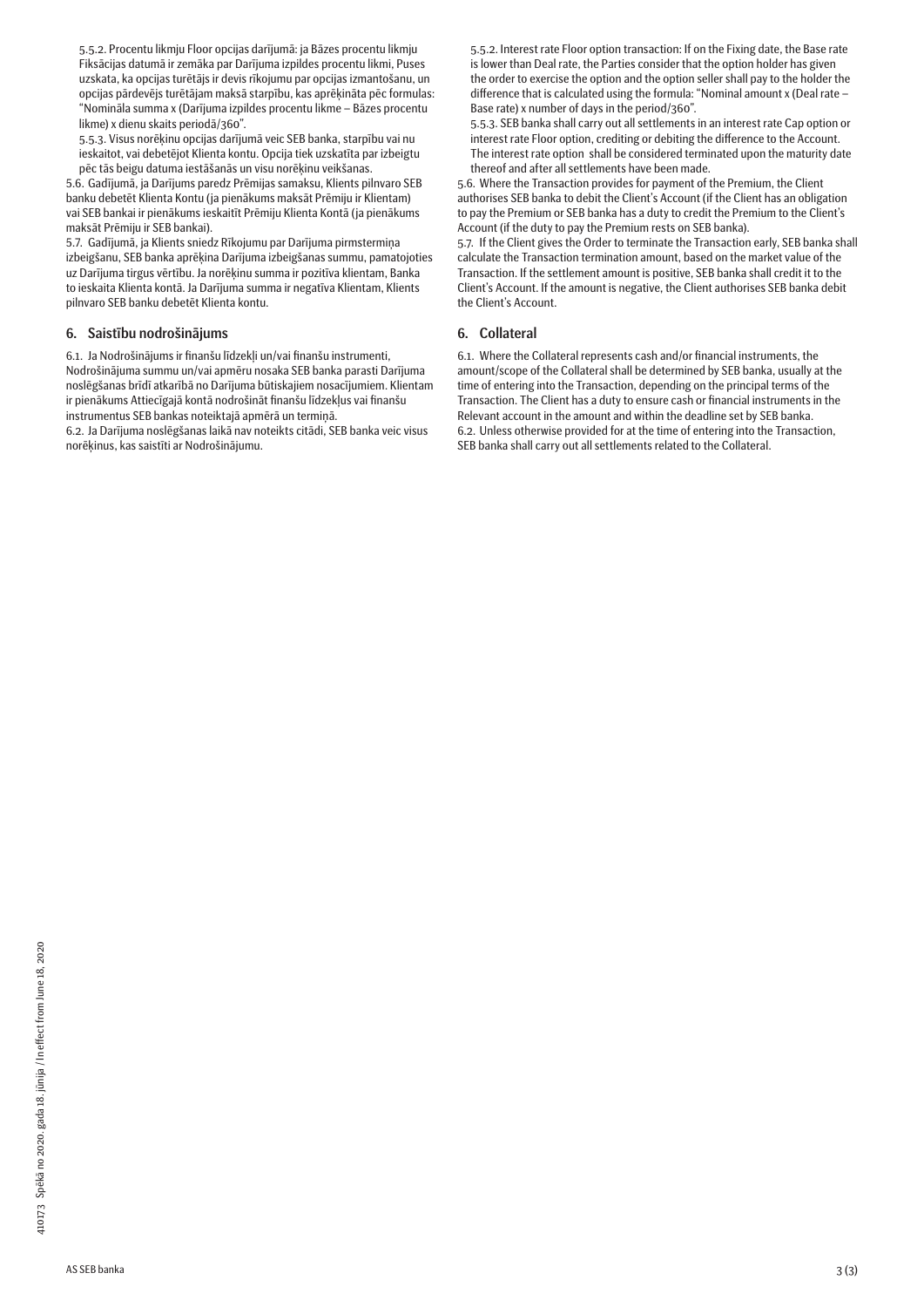5.5.2. Procentu likmju Floor opcijas darījumā: ja Bāzes procentu likmju Fiksācijas datumā ir zemāka par Darījuma izpildes procentu likmi, Puses uzskata, ka opcijas turētājs ir devis rīkojumu par opcijas izmantošanu, un opcijas pārdevējs turētājam maksā starpību, kas aprēķināta pēc formulas: "Nomināla summa x (Darījuma izpildes procentu likme – Bāzes procentu likme) x dienu skaits periodā/360".

5.5.3. Visus norēķinu opcijas darījumā veic SEB banka, starpību vai nu ieskaitot, vai debetējot Klienta kontu. Opcija tiek uzskatīta par izbeigtu pēc tās beigu datuma iestāšanās un visu norēķinu veikšanas.

5.6. Gadījumā, ja Darījums paredz Prēmijas samaksu, Klients pilnvaro SEB banku debetēt Klienta Kontu (ja pienākums maksāt Prēmiju ir Klientam) vai SEB bankai ir pienākums ieskaitīt Prēmiju Klienta Kontā (ja pienākums maksāt Prēmiju ir SEB bankai).

5.7. Gadījumā, ja Klients sniedz Rīkojumu par Darījuma pirmstermiņa izbeigšanu, SEB banka aprēķina Darījuma izbeigšanas summu, pamatojoties uz Darījuma tirgus vērtību. Ja norēķinu summa ir pozitīva klientam, Banka to ieskaita Klienta kontā. Ja Darījuma summa ir negatīva Klientam, Klients pilnvaro SEB banku debetēt Klienta kontu.

## 6. Saistību nodrošinājums

6.1. Ja Nodrošinājums ir finanšu līdzekļi un/vai finanšu instrumenti, Nodrošinājuma summu un/vai apmēru nosaka SEB banka parasti Darījuma noslēgšanas brīdī atkarībā no Darījuma būtiskajiem nosacījumiem. Klientam ir pienākums Attiecīgajā kontā nodrošināt finanšu līdzekļus vai finanšu instrumentus SEB bankas noteiktajā apmērā un termiņā.

6.2. Ja Darījuma noslēgšanas laikā nav noteikts citādi, SEB banka veic visus norēķinus, kas saistīti ar Nodrošinājumu.

5.5.2. Interest rate Floor option transaction: If on the Fixing date, the Base rate is lower than Deal rate, the Parties consider that the option holder has given the order to exercise the option and the option seller shall pay to the holder the difference that is calculated using the formula: "Nominal amount x (Deal rate – Base rate) x number of days in the period/360".

5.5.3. SEB banka shall carry out all settlements in an interest rate Cap option or interest rate Floor option, crediting or debiting the difference to the Account. The interest rate option shall be considered terminated upon the maturity date thereof and after all settlements have been made.

5.6. Where the Transaction provides for payment of the Premium, the Client authorises SEB banka to debit the Client's Account (if the Client has an obligation to pay the Premium or SEB banka has a duty to credit the Premium to the Client's Account (if the duty to pay the Premium rests on SEB banka).

5.7. If the Client gives the Order to terminate the Transaction early, SEB banka shall calculate the Transaction termination amount, based on the market value of the Transaction. If the settlement amount is positive, SEB banka shall credit it to the Client's Account. If the amount is negative, the Client authorises SEB banka debit the Client's Account.

## 6. Collateral

6.1. Where the Collateral represents cash and/or financial instruments, the amount/scope of the Collateral shall be determined by SEB banka, usually at the time of entering into the Transaction, depending on the principal terms of the Transaction. The Client has a duty to ensure cash or financial instruments in the Relevant account in the amount and within the deadline set by SEB banka.

6.2. Unless otherwise provided for at the time of entering into the Transaction, SEB banka shall carry out all settlements related to the Collateral.

410173 Spēkā no 2020. gada 18. jūnija / In effect from June 18, 2020

AS SEB banka